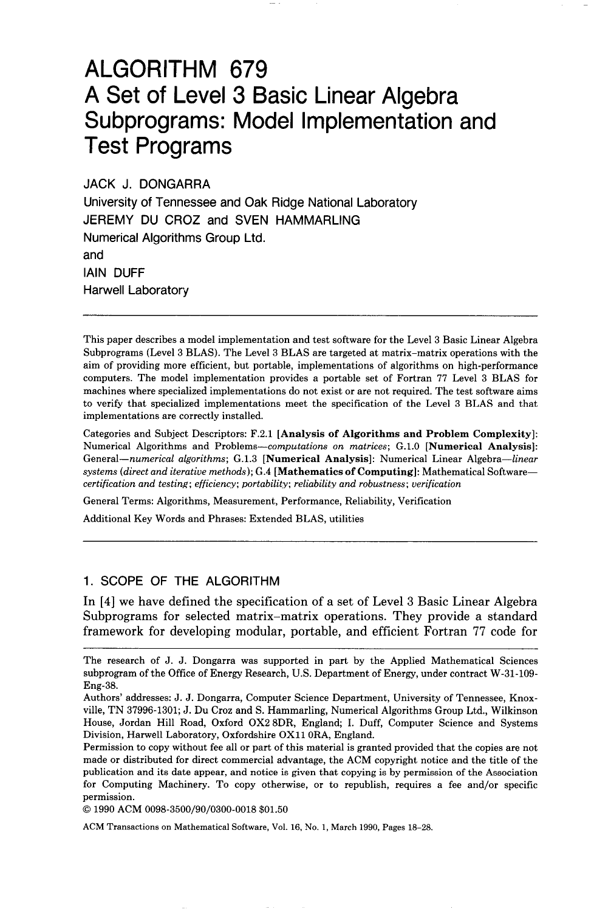# ALGORITHM 679
# A Set of Level 3 Basic Linear Algebra Subprograms: Model Implementation and Test Programs

JACK J. DONGARRA
University of Tennessee and Oak Ridge National Laboratory
JEREMY DU CROZ and SVEN HAMMARLING
Numerical Algorithms Group Ltd.
and
IAIN DUFF
Harwell Laboratory

---

This paper describes a model implementation and test software for the Level 3 Basic Linear Algebra Subprograms (Level 3 BLAS). The Level 3 BLAS are targeted at matrix-matrix operations with the aim of providing more efficient, but portable, implementations of algorithms on high-performance computers. The model implementation provides a portable set of Fortran 77 Level 3 BLAS for machines where specialized implementations do not exist or are not required. The test software aims to verify that specialized implementations meet the specification of the Level 3 BLAS and that implementations are correctly installed.

Categories and Subject Descriptors: F.2.1 **[Analysis of Algorithms and Problem Complexity]**: Numerical Algorithms and Problems—*computations on matrices*; G.1.0 **[Numerical Analysis]**: General—*numerical algorithms*; G.1.3 **[Numerical Analysis]**: Numerical Linear Algebra—*linear systems (direct and iterative methods)*; G.4 **[Mathematics of Computing]**: Mathematical Software—*certification and testing*; *efficiency*; *portability*; *reliability and robustness*; *verification*

General Terms: Algorithms, Measurement, Performance, Reliability, Verification

Additional Key Words and Phrases: Extended BLAS, utilities

---

## 1. SCOPE OF THE ALGORITHM

In [4] we have defined the specification of a set of Level 3 Basic Linear Algebra Subprograms for selected matrix-matrix operations. They provide a standard framework for developing modular, portable, and efficient Fortran 77 code for

---

The research of J. J. Dongarra was supported in part by the Applied Mathematical Sciences subprogram of the Office of Energy Research, U.S. Department of Energy, under contract W-31-109-Eng-38.

Authors' addresses: J. J. Dongarra, Computer Science Department, University of Tennessee, Knoxville, TN 37996-1301; J. Du Croz and S. Hammarling, Numerical Algorithms Group Ltd., Wilkinson House, Jordan Hill Road, Oxford OX2 8DR, England; I. Duff, Computer Science and Systems Division, Harwell Laboratory, Oxfordshire OX11 0RA, England.

Permission to copy without fee all or part of this material is granted provided that the copies are not made or distributed for direct commercial advantage, the ACM copyright notice and the title of the publication and its date appear, and notice is given that copying is by permission of the Association for Computing Machinery. To copy otherwise, or to republish, requires a fee and/or specific permission.

© 1990 ACM 0098-3500/90/0300-0018 $01.50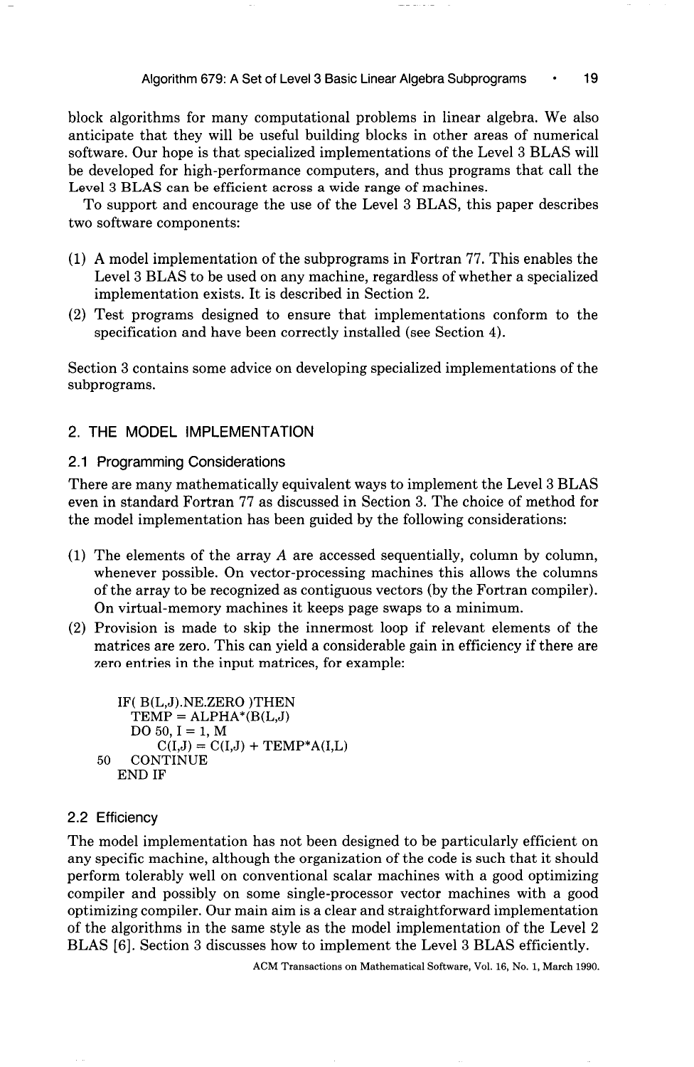block algorithms for many computational problems in linear algebra. We also anticipate that they will be useful building blocks in other areas of numerical software. Our hope is that specialized implementations of the Level 3 BLAS will be developed for high-performance computers, and thus programs that call the Level 3 BLAS can be efficient across a wide range of machines.

To support and encourage the use of the Level 3 BLAS, this paper describes two software components:

(1) A model implementation of the subprograms in Fortran 77. This enables the Level 3 BLAS to be used on any machine, regardless of whether a specialized implementation exists. It is described in Section 2.

(2) Test programs designed to ensure that implementations conform to the specification and have been correctly installed (see Section 4).

Section 3 contains some advice on developing specialized implementations of the subprograms.

## 2. THE MODEL IMPLEMENTATION

### 2.1 Programming Considerations

There are many mathematically equivalent ways to implement the Level 3 BLAS even in standard Fortran 77 as discussed in Section 3. The choice of method for the model implementation has been guided by the following considerations:

(1) The elements of the array $A$ are accessed sequentially, column by column, whenever possible. On vector-processing machines this allows the columns of the array to be recognized as contiguous vectors (by the Fortran compiler). On virtual-memory machines it keeps page swaps to a minimum.

(2) Provision is made to skip the innermost loop if relevant elements of the matrices are zero. This can yield a considerable gain in efficiency if there are zero entries in the input matrices, for example:

```
      IF( B(L,J).NE.ZERO )THEN
        TEMP = ALPHA*(B(L,J)
        DO 50, I = 1, M
           C(I,J) = C(I,J) + TEMP*A(I,L)
 50     CONTINUE
      END IF
```

### 2.2 Efficiency

The model implementation has not been designed to be particularly efficient on any specific machine, although the organization of the code is such that it should perform tolerably well on conventional scalar machines with a good optimizing compiler and possibly on some single-processor vector machines with a good optimizing compiler. Our main aim is a clear and straightforward implementation of the algorithms in the same style as the model implementation of the Level 2 BLAS [6]. Section 3 discusses how to implement the Level 3 BLAS efficiently.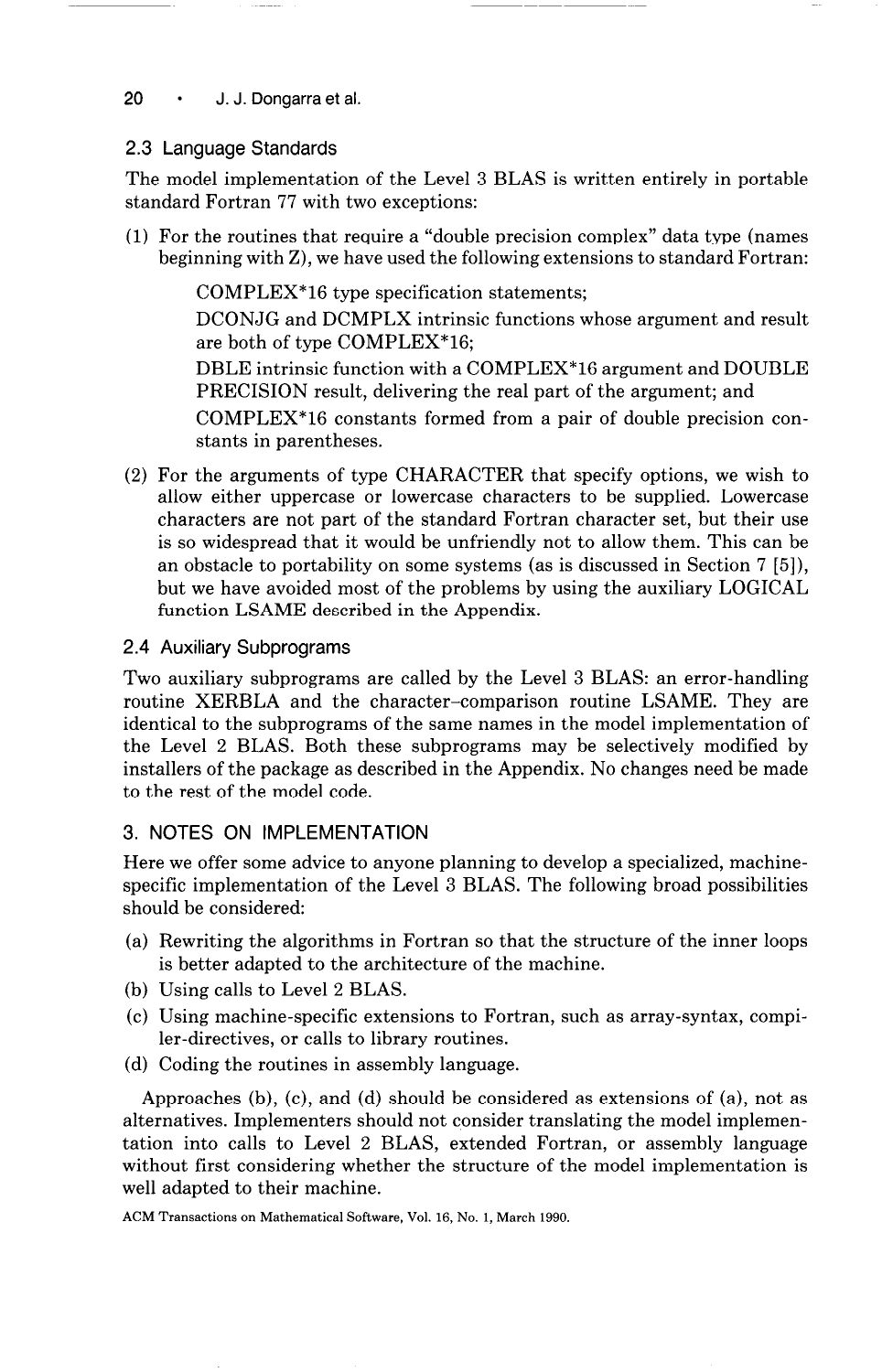### 2.3 Language Standards

The model implementation of the Level 3 BLAS is written entirely in portable standard Fortran 77 with two exceptions:

(1) For the routines that require a "double precision complex" data type (names beginning with Z), we have used the following extensions to standard Fortran:

> COMPLEX*16 type specification statements;
>
> DCONJG and DCMPLX intrinsic functions whose argument and result are both of type COMPLEX*16;
>
> DBLE intrinsic function with a COMPLEX*16 argument and DOUBLE PRECISION result, delivering the real part of the argument; and
>
> COMPLEX*16 constants formed from a pair of double precision constants in parentheses.

(2) For the arguments of type CHARACTER that specify options, we wish to allow either uppercase or lowercase characters to be supplied. Lowercase characters are not part of the standard Fortran character set, but their use is so widespread that it would be unfriendly not to allow them. This can be an obstacle to portability on some systems (as is discussed in Section 7 [5]), but we have avoided most of the problems by using the auxiliary LOGICAL function LSAME described in the Appendix.

### 2.4 Auxiliary Subprograms

Two auxiliary subprograms are called by the Level 3 BLAS: an error-handling routine XERBLA and the character-comparison routine LSAME. They are identical to the subprograms of the same names in the model implementation of the Level 2 BLAS. Both these subprograms may be selectively modified by installers of the package as described in the Appendix. No changes need be made to the rest of the model code.

## 3. NOTES ON IMPLEMENTATION

Here we offer some advice to anyone planning to develop a specialized, machine-specific implementation of the Level 3 BLAS. The following broad possibilities should be considered:

(a) Rewriting the algorithms in Fortran so that the structure of the inner loops is better adapted to the architecture of the machine.
(b) Using calls to Level 2 BLAS.
(c) Using machine-specific extensions to Fortran, such as array-syntax, compiler-directives, or calls to library routines.
(d) Coding the routines in assembly language.

Approaches (b), (c), and (d) should be considered as extensions of (a), not as alternatives. Implementers should not consider translating the model implementation into calls to Level 2 BLAS, extended Fortran, or assembly language without first considering whether the structure of the model implementation is well adapted to their machine.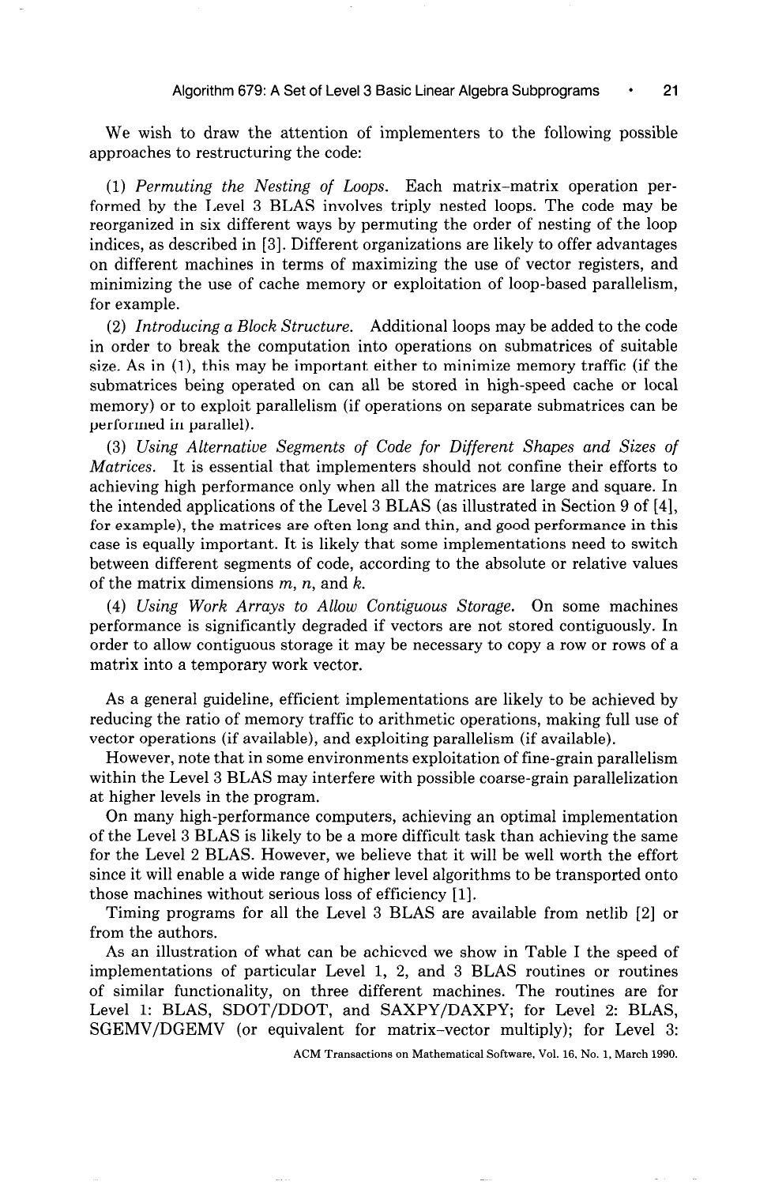We wish to draw the attention of implementers to the following possible approaches to restructuring the code:

(1) *Permuting the Nesting of Loops.* Each matrix–matrix operation performed by the Level 3 BLAS involves triply nested loops. The code may be reorganized in six different ways by permuting the order of nesting of the loop indices, as described in [3]. Different organizations are likely to offer advantages on different machines in terms of maximizing the use of vector registers, and minimizing the use of cache memory or exploitation of loop-based parallelism, for example.

(2) *Introducing a Block Structure.* Additional loops may be added to the code in order to break the computation into operations on submatrices of suitable size. As in (1), this may be important either to minimize memory traffic (if the submatrices being operated on can all be stored in high-speed cache or local memory) or to exploit parallelism (if operations on separate submatrices can be performed in parallel).

(3) *Using Alternative Segments of Code for Different Shapes and Sizes of Matrices.* It is essential that implementers should not confine their efforts to achieving high performance only when all the matrices are large and square. In the intended applications of the Level 3 BLAS (as illustrated in Section 9 of [4], for example), the matrices are often long and thin, and good performance in this case is equally important. It is likely that some implementations need to switch between different segments of code, according to the absolute or relative values of the matrix dimensions $m$, $n$, and $k$.

(4) *Using Work Arrays to Allow Contiguous Storage.* On some machines performance is significantly degraded if vectors are not stored contiguously. In order to allow contiguous storage it may be necessary to copy a row or rows of a matrix into a temporary work vector.

As a general guideline, efficient implementations are likely to be achieved by reducing the ratio of memory traffic to arithmetic operations, making full use of vector operations (if available), and exploiting parallelism (if available).

However, note that in some environments exploitation of fine-grain parallelism within the Level 3 BLAS may interfere with possible coarse-grain parallelization at higher levels in the program.

On many high-performance computers, achieving an optimal implementation of the Level 3 BLAS is likely to be a more difficult task than achieving the same for the Level 2 BLAS. However, we believe that it will be well worth the effort since it will enable a wide range of higher level algorithms to be transported onto those machines without serious loss of efficiency [1].

Timing programs for all the Level 3 BLAS are available from netlib [2] or from the authors.

As an illustration of what can be achieved we show in Table I the speed of implementations of particular Level 1, 2, and 3 BLAS routines or routines of similar functionality, on three different machines. The routines are for Level 1: BLAS, SDOT/DDOT, and SAXPY/DAXPY; for Level 2: BLAS, SGEMV/DGEMV (or equivalent for matrix–vector multiply); for Level 3: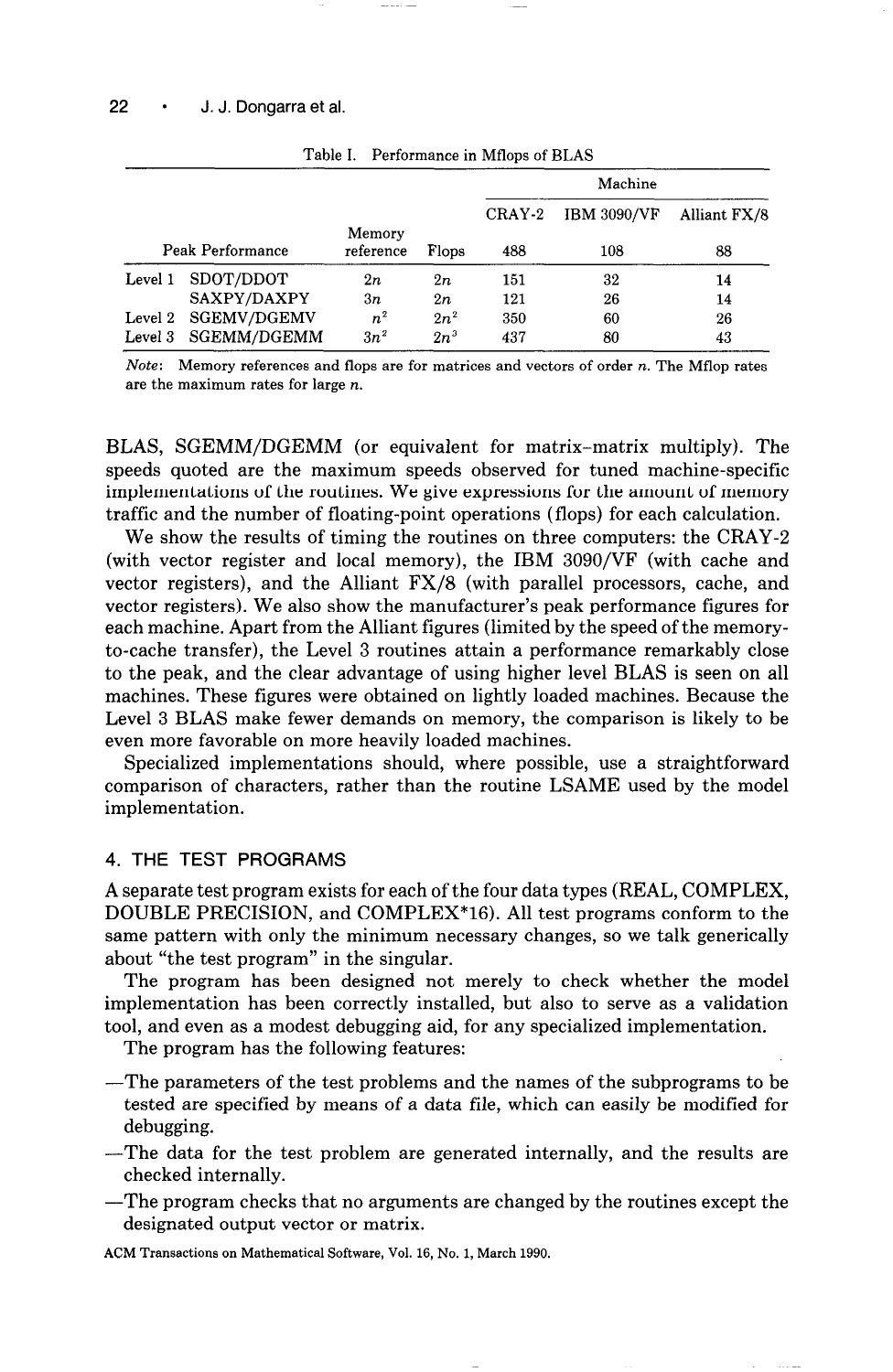Table I. Performance in Mflops of BLAS

| | | | | Machine | | |
|---|---|---|---|---|---|---|
| | | | | CRAY-2 | IBM 3090/VF | Alliant FX/8 |
| Peak Performance | | Memory reference | Flops | 488 | 108 | 88 |
| Level 1 | SDOT/DDOT | $2n$ | $2n$ | 151 | 32 | 14 |
| | SAXPY/DAXPY | $3n$ | $2n$ | 121 | 26 | 14 |
| Level 2 | SGEMV/DGEMV | $n^2$ | $2n^2$ | 350 | 60 | 26 |
| Level 3 | SGEMM/DGEMM | $3n^2$ | $2n^3$ | 437 | 80 | 43 |

*Note*: Memory references and flops are for matrices and vectors of order $n$. The Mflop rates are the maximum rates for large $n$.

BLAS, SGEMM/DGEMM (or equivalent for matrix-matrix multiply). The speeds quoted are the maximum speeds observed for tuned machine-specific implementations of the routines. We give expressions for the amount of memory traffic and the number of floating-point operations (flops) for each calculation.

We show the results of timing the routines on three computers: the CRAY-2 (with vector register and local memory), the IBM 3090/VF (with cache and vector registers), and the Alliant FX/8 (with parallel processors, cache, and vector registers). We also show the manufacturer's peak performance figures for each machine. Apart from the Alliant figures (limited by the speed of the memory-to-cache transfer), the Level 3 routines attain a performance remarkably close to the peak, and the clear advantage of using higher level BLAS is seen on all machines. These figures were obtained on lightly loaded machines. Because the Level 3 BLAS make fewer demands on memory, the comparison is likely to be even more favorable on more heavily loaded machines.

Specialized implementations should, where possible, use a straightforward comparison of characters, rather than the routine LSAME used by the model implementation.

## 4. THE TEST PROGRAMS

A separate test program exists for each of the four data types (REAL, COMPLEX, DOUBLE PRECISION, and COMPLEX*16). All test programs conform to the same pattern with only the minimum necessary changes, so we talk generically about "the test program" in the singular.

The program has been designed not merely to check whether the model implementation has been correctly installed, but also to serve as a validation tool, and even as a modest debugging aid, for any specialized implementation.

The program has the following features:

—The parameters of the test problems and the names of the subprograms to be tested are specified by means of a data file, which can easily be modified for debugging.

—The data for the test problem are generated internally, and the results are checked internally.

—The program checks that no arguments are changed by the routines except the designated output vector or matrix.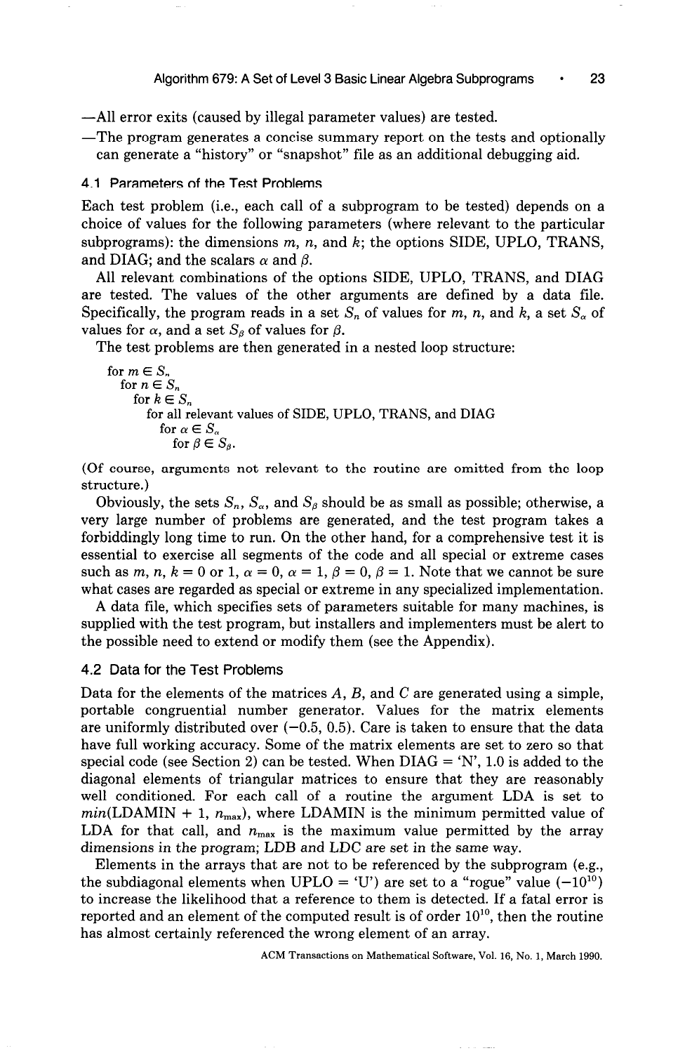—All error exits (caused by illegal parameter values) are tested.

—The program generates a concise summary report on the tests and optionally can generate a "history" or "snapshot" file as an additional debugging aid.

### 4.1 Parameters of the Test Problems

Each test problem (i.e., each call of a subprogram to be tested) depends on a choice of values for the following parameters (where relevant to the particular subprograms): the dimensions $m$, $n$, and $k$; the options SIDE, UPLO, TRANS, and DIAG; and the scalars $\alpha$ and $\beta$.

All relevant combinations of the options SIDE, UPLO, TRANS, and DIAG are tested. The values of the other arguments are defined by a data file. Specifically, the program reads in a set $S_n$ of values for $m$, $n$, and $k$, a set $S_\alpha$ of values for $\alpha$, and a set $S_\beta$ of values for $\beta$.

The test problems are then generated in a nested loop structure:

> for $m \in S_n$
> &nbsp;&nbsp;for $n \in S_n$
> &nbsp;&nbsp;&nbsp;&nbsp;for $k \in S_n$
> &nbsp;&nbsp;&nbsp;&nbsp;&nbsp;&nbsp;for all relevant values of SIDE, UPLO, TRANS, and DIAG
> &nbsp;&nbsp;&nbsp;&nbsp;&nbsp;&nbsp;&nbsp;&nbsp;for $\alpha \in S_\alpha$
> &nbsp;&nbsp;&nbsp;&nbsp;&nbsp;&nbsp;&nbsp;&nbsp;&nbsp;&nbsp;for $\beta \in S_\beta$.

(Of course, arguments not relevant to the routine are omitted from the loop structure.)

Obviously, the sets $S_n$, $S_\alpha$, and $S_\beta$ should be as small as possible; otherwise, a very large number of problems are generated, and the test program takes a forbiddingly long time to run. On the other hand, for a comprehensive test it is essential to exercise all segments of the code and all special or extreme cases such as $m$, $n$, $k = 0$ or $1$, $\alpha = 0$, $\alpha = 1$, $\beta = 0$, $\beta = 1$. Note that we cannot be sure what cases are regarded as special or extreme in any specialized implementation.

A data file, which specifies sets of parameters suitable for many machines, is supplied with the test program, but installers and implementers must be alert to the possible need to extend or modify them (see the Appendix).

### 4.2 Data for the Test Problems

Data for the elements of the matrices $A$, $B$, and $C$ are generated using a simple, portable congruential number generator. Values for the matrix elements are uniformly distributed over $(-0.5, 0.5)$. Care is taken to ensure that the data have full working accuracy. Some of the matrix elements are set to zero so that special code (see Section 2) can be tested. When DIAG = 'N', 1.0 is added to the diagonal elements of triangular matrices to ensure that they are reasonably well conditioned. For each call of a routine the argument LDA is set to *min*(LDAMIN + 1, $n_{max}$), where LDAMIN is the minimum permitted value of LDA for that call, and $n_{max}$ is the maximum value permitted by the array dimensions in the program; LDB and LDC are set in the same way.

Elements in the arrays that are not to be referenced by the subprogram (e.g., the subdiagonal elements when UPLO = 'U') are set to a "rogue" value ($-10^{10}$) to increase the likelihood that a reference to them is detected. If a fatal error is reported and an element of the computed result is of order $10^{10}$, then the routine has almost certainly referenced the wrong element of an array.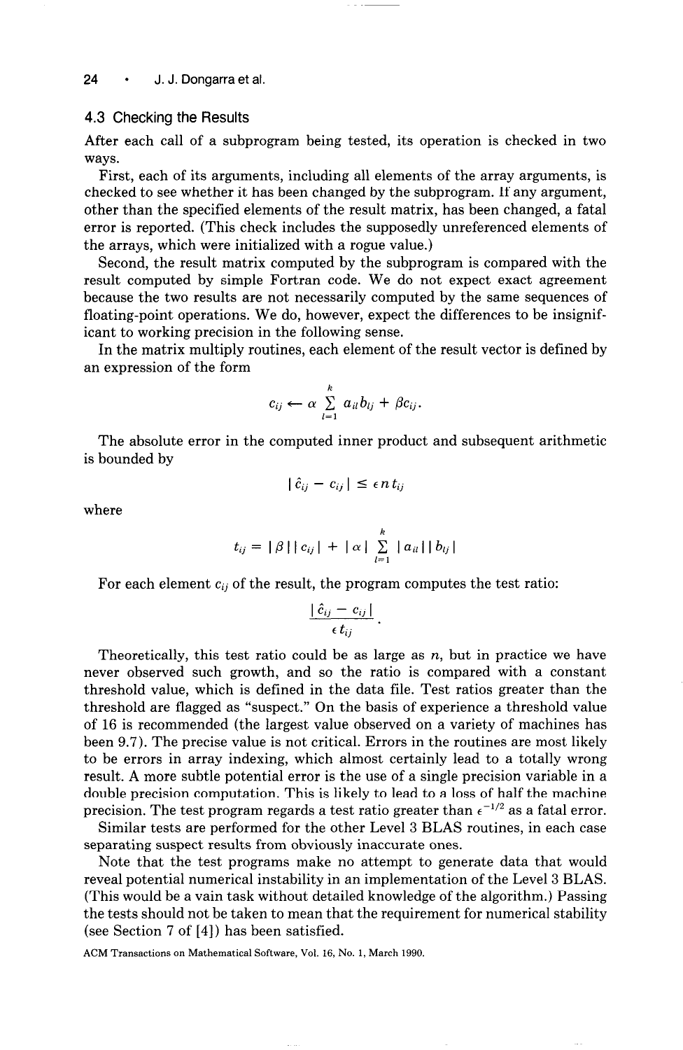### 4.3 Checking the Results

After each call of a subprogram being tested, its operation is checked in two ways.

First, each of its arguments, including all elements of the array arguments, is checked to see whether it has been changed by the subprogram. If any argument, other than the specified elements of the result matrix, has been changed, a fatal error is reported. (This check includes the supposedly unreferenced elements of the arrays, which were initialized with a rogue value.)

Second, the result matrix computed by the subprogram is compared with the result computed by simple Fortran code. We do not expect exact agreement because the two results are not necessarily computed by the same sequences of floating-point operations. We do, however, expect the differences to be insignificant to working precision in the following sense.

In the matrix multiply routines, each element of the result vector is defined by an expression of the form

$$c_{ij} \leftarrow \alpha \sum_{l=1}^{k} a_{il} b_{lj} + \beta c_{ij}.$$

The absolute error in the computed inner product and subsequent arithmetic is bounded by

$$| \hat{c}_{ij} - c_{ij} | \leq \epsilon n t_{ij}$$

where

$$t_{ij} = | \beta | | c_{ij} | + | \alpha | \sum_{l=1}^{k} | a_{il} | | b_{lj} |$$

For each element $c_{ij}$ of the result, the program computes the test ratio:

$$\frac{| \hat{c}_{ij} - c_{ij} |}{\epsilon t_{ij}}.$$

Theoretically, this test ratio could be as large as $n$, but in practice we have never observed such growth, and so the ratio is compared with a constant threshold value, which is defined in the data file. Test ratios greater than the threshold are flagged as "suspect." On the basis of experience a threshold value of 16 is recommended (the largest value observed on a variety of machines has been 9.7). The precise value is not critical. Errors in the routines are most likely to be errors in array indexing, which almost certainly lead to a totally wrong result. A more subtle potential error is the use of a single precision variable in a double precision computation. This is likely to lead to a loss of half the machine precision. The test program regards a test ratio greater than $\epsilon^{-1/2}$ as a fatal error.

Similar tests are performed for the other Level 3 BLAS routines, in each case separating suspect results from obviously inaccurate ones.

Note that the test programs make no attempt to generate data that would reveal potential numerical instability in an implementation of the Level 3 BLAS. (This would be a vain task without detailed knowledge of the algorithm.) Passing the tests should not be taken to mean that the requirement for numerical stability (see Section 7 of [4]) has been satisfied.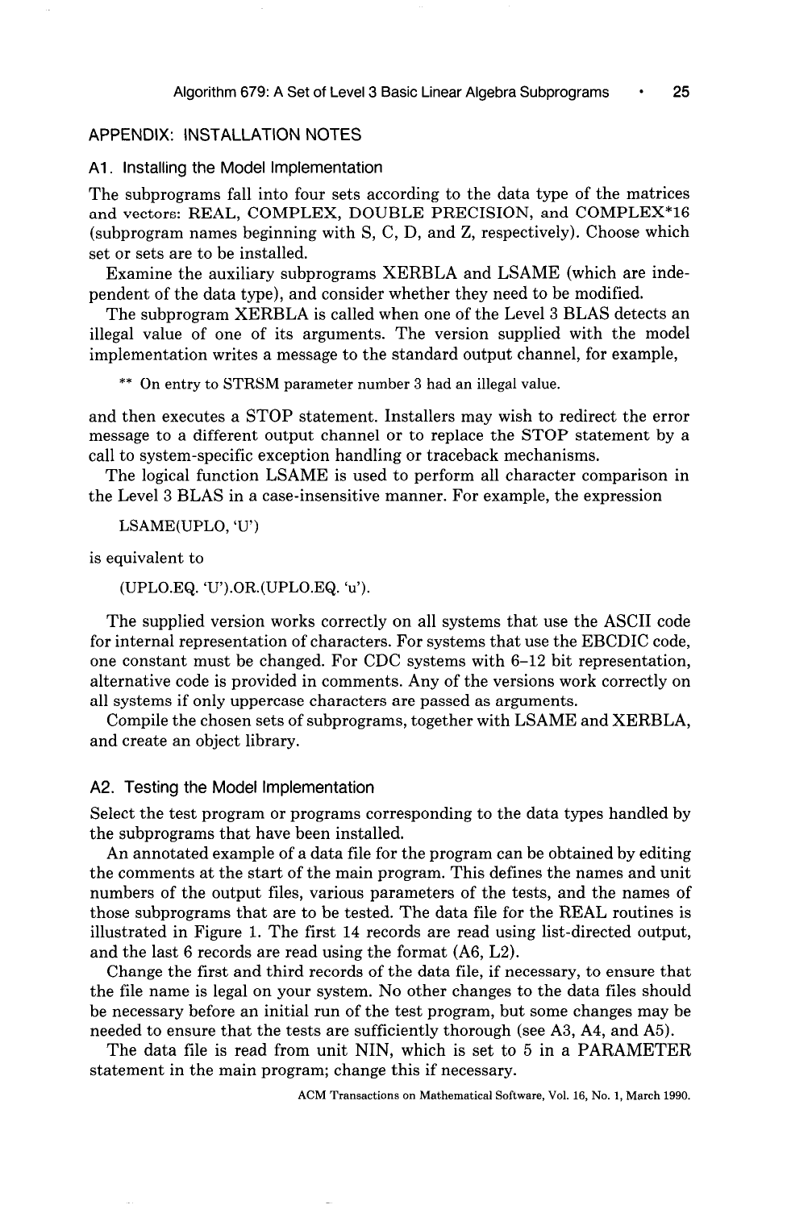## APPENDIX: INSTALLATION NOTES

### A1. Installing the Model Implementation

The subprograms fall into four sets according to the data type of the matrices and vectors: REAL, COMPLEX, DOUBLE PRECISION, and COMPLEX*16 (subprogram names beginning with S, C, D, and Z, respectively). Choose which set or sets are to be installed.

Examine the auxiliary subprograms XERBLA and LSAME (which are independent of the data type), and consider whether they need to be modified.

The subprogram XERBLA is called when one of the Level 3 BLAS detects an illegal value of one of its arguments. The version supplied with the model implementation writes a message to the standard output channel, for example,

```
** On entry to STRSM parameter number 3 had an illegal value.
```

and then executes a STOP statement. Installers may wish to redirect the error message to a different output channel or to replace the STOP statement by a call to system-specific exception handling or traceback mechanisms.

The logical function LSAME is used to perform all character comparison in the Level 3 BLAS in a case-insensitive manner. For example, the expression

```
LSAME(UPLO, 'U')
```

is equivalent to

```
(UPLO.EQ. 'U').OR.(UPLO.EQ. 'u').
```

The supplied version works correctly on all systems that use the ASCII code for internal representation of characters. For systems that use the EBCDIC code, one constant must be changed. For CDC systems with 6–12 bit representation, alternative code is provided in comments. Any of the versions work correctly on all systems if only uppercase characters are passed as arguments.

Compile the chosen sets of subprograms, together with LSAME and XERBLA, and create an object library.

### A2. Testing the Model Implementation

Select the test program or programs corresponding to the data types handled by the subprograms that have been installed.

An annotated example of a data file for the program can be obtained by editing the comments at the start of the main program. This defines the names and unit numbers of the output files, various parameters of the tests, and the names of those subprograms that are to be tested. The data file for the REAL routines is illustrated in Figure 1. The first 14 records are read using list-directed output, and the last 6 records are read using the format (A6, L2).

Change the first and third records of the data file, if necessary, to ensure that the file name is legal on your system. No other changes to the data files should be necessary before an initial run of the test program, but some changes may be needed to ensure that the tests are sufficiently thorough (see A3, A4, and A5).

The data file is read from unit NIN, which is set to 5 in a PARAMETER statement in the main program; change this if necessary.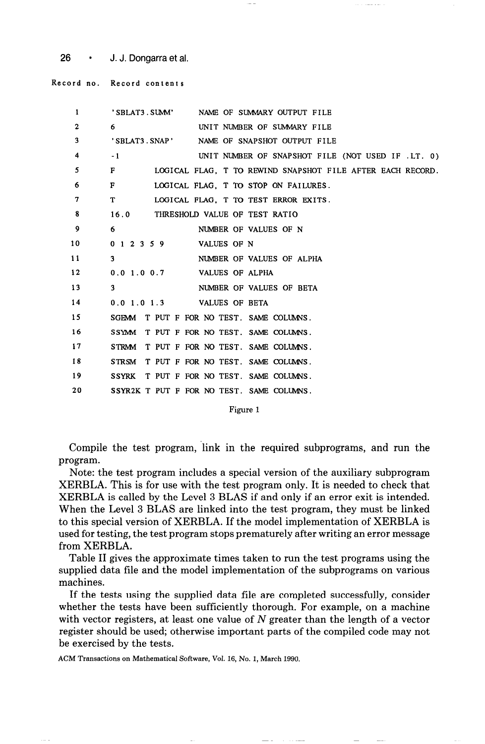| Record no. | Record contents |
|---|---|
| 1 | 'SBLAT3.SUMM'     NAME OF SUMMARY OUTPUT FILE |
| 2 | 6     UNIT NUMBER OF SUMMARY FILE |
| 3 | 'SBLAT3.SNAP'     NAME OF SNAPSHOT OUTPUT FILE |
| 4 | -1     UNIT NUMBER OF SNAPSHOT FILE (NOT USED IF .LT. 0) |
| 5 | F     LOGICAL FLAG, T TO REWIND SNAPSHOT FILE AFTER EACH RECORD. |
| 6 | F     LOGICAL FLAG, T TO STOP ON FAILURES. |
| 7 | T     LOGICAL FLAG, T TO TEST ERROR EXITS. |
| 8 | 16.0     THRESHOLD VALUE OF TEST RATIO |
| 9 | 6     NUMBER OF VALUES OF N |
| 10 | 0 1 2 3 5 9     VALUES OF N |
| 11 | 3     NUMBER OF VALUES OF ALPHA |
| 12 | 0.0 1.0 0.7     VALUES OF ALPHA |
| 13 | 3     NUMBER OF VALUES OF BETA |
| 14 | 0.0 1.0 1.3     VALUES OF BETA |
| 15 | SGEMM  T PUT F FOR NO TEST. SAME COLUMNS. |
| 16 | SSYMM  T PUT F FOR NO TEST. SAME COLUMNS. |
| 17 | STRMM  T PUT F FOR NO TEST. SAME COLUMNS. |
| 18 | STRSM  T PUT F FOR NO TEST. SAME COLUMNS. |
| 19 | SSYRK  T PUT F FOR NO TEST. SAME COLUMNS. |
| 20 | SSYR2K T PUT F FOR NO TEST. SAME COLUMNS. |

Figure 1

Compile the test program, link in the required subprograms, and run the program.

Note: the test program includes a special version of the auxiliary subprogram XERBLA. This is for use with the test program only. It is needed to check that XERBLA is called by the Level 3 BLAS if and only if an error exit is intended. When the Level 3 BLAS are linked into the test program, they must be linked to this special version of XERBLA. If the model implementation of XERBLA is used for testing, the test program stops prematurely after writing an error message from XERBLA.

Table II gives the approximate times taken to run the test programs using the supplied data file and the model implementation of the subprograms on various machines.

If the tests using the supplied data file are completed successfully, consider whether the tests have been sufficiently thorough. For example, on a machine with vector registers, at least one value of $N$ greater than the length of a vector register should be used; otherwise important parts of the compiled code may not be exercised by the tests.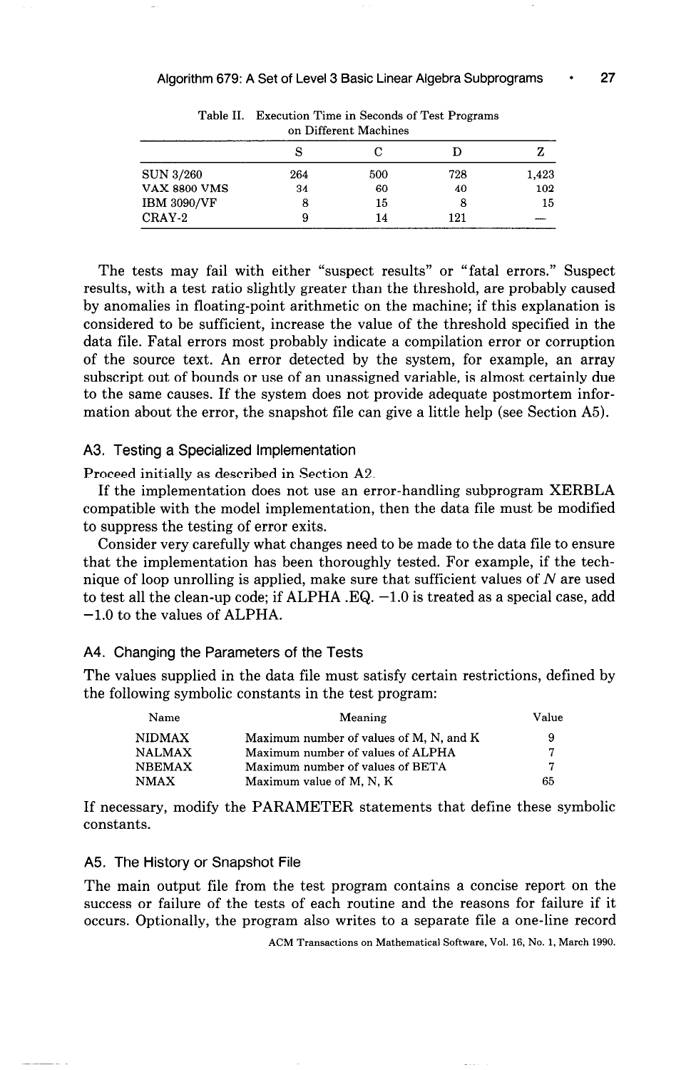Table II. Execution Time in Seconds of Test Programs on Different Machines

| | S | C | D | Z |
|---|---|---|---|---|
| SUN 3/260 | 264 | 500 | 728 | 1,423 |
| VAX 8800 VMS | 34 | 60 | 40 | 102 |
| IBM 3090/VF | 8 | 15 | 8 | 15 |
| CRAY-2 | 9 | 14 | 121 | — |

The tests may fail with either "suspect results" or "fatal errors." Suspect results, with a test ratio slightly greater than the threshold, are probably caused by anomalies in floating-point arithmetic on the machine; if this explanation is considered to be sufficient, increase the value of the threshold specified in the data file. Fatal errors most probably indicate a compilation error or corruption of the source text. An error detected by the system, for example, an array subscript out of bounds or use of an unassigned variable, is almost certainly due to the same causes. If the system does not provide adequate postmortem information about the error, the snapshot file can give a little help (see Section A5).

### A3. Testing a Specialized Implementation

Proceed initially as described in Section A2.

If the implementation does not use an error-handling subprogram XERBLA compatible with the model implementation, then the data file must be modified to suppress the testing of error exits.

Consider very carefully what changes need to be made to the data file to ensure that the implementation has been thoroughly tested. For example, if the technique of loop unrolling is applied, make sure that sufficient values of $N$ are used to test all the clean-up code; if ALPHA .EQ. $-1.0$ is treated as a special case, add $-1.0$ to the values of ALPHA.

### A4. Changing the Parameters of the Tests

The values supplied in the data file must satisfy certain restrictions, defined by the following symbolic constants in the test program:

| Name | Meaning | Value |
|---|---|---|
| NIDMAX | Maximum number of values of M, N, and K | 9 |
| NALMAX | Maximum number of values of ALPHA | 7 |
| NBEMAX | Maximum number of values of BETA | 7 |
| NMAX | Maximum value of M, N, K | 65 |

If necessary, modify the PARAMETER statements that define these symbolic constants.

### A5. The History or Snapshot File

The main output file from the test program contains a concise report on the success or failure of the tests of each routine and the reasons for failure if it occurs. Optionally, the program also writes to a separate file a one-line record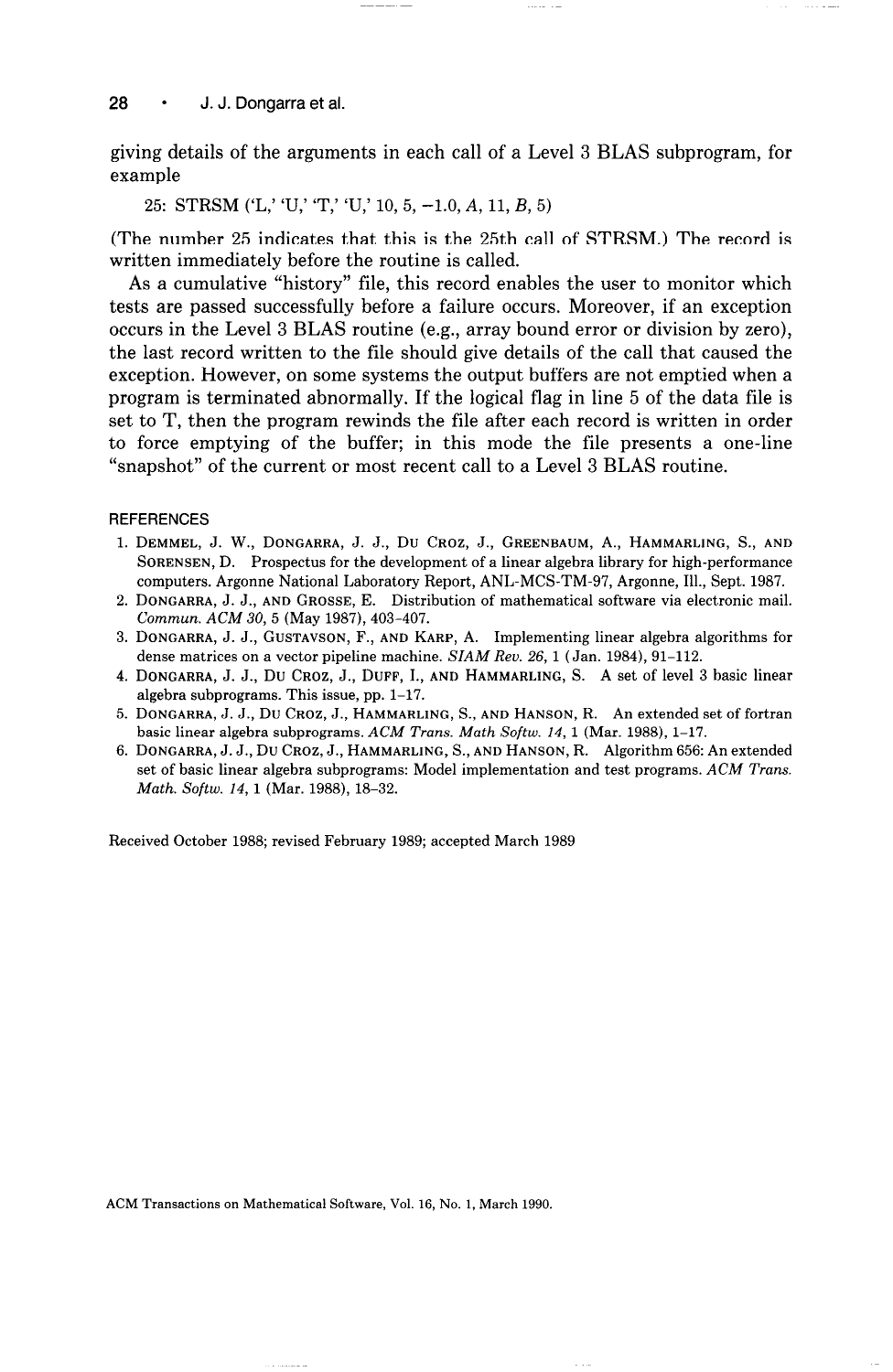giving details of the arguments in each call of a Level 3 BLAS subprogram, for example

25: STRSM ('L,' 'U,' 'T,' 'U,' 10, 5, −1.0, *A*, 11, *B*, 5)

(The number 25 indicates that this is the 25th call of STRSM.) The record is written immediately before the routine is called.

As a cumulative "history" file, this record enables the user to monitor which tests are passed successfully before a failure occurs. Moreover, if an exception occurs in the Level 3 BLAS routine (e.g., array bound error or division by zero), the last record written to the file should give details of the call that caused the exception. However, on some systems the output buffers are not emptied when a program is terminated abnormally. If the logical flag in line 5 of the data file is set to T, then the program rewinds the file after each record is written in order to force emptying of the buffer; in this mode the file presents a one-line "snapshot" of the current or most recent call to a Level 3 BLAS routine.

## REFERENCES

1. DEMMEL, J. W., DONGARRA, J. J., DU CROZ, J., GREENBAUM, A., HAMMARLING, S., AND SORENSEN, D. Prospectus for the development of a linear algebra library for high-performance computers. Argonne National Laboratory Report, ANL-MCS-TM-97, Argonne, Ill., Sept. 1987.
2. DONGARRA, J. J., AND GROSSE, E. Distribution of mathematical software via electronic mail. *Commun. ACM 30*, 5 (May 1987), 403–407.
3. DONGARRA, J. J., GUSTAVSON, F., AND KARP, A. Implementing linear algebra algorithms for dense matrices on a vector pipeline machine. *SIAM Rev. 26*, 1 (Jan. 1984), 91–112.
4. DONGARRA, J. J., DU CROZ, J., DUFF, I., AND HAMMARLING, S. A set of level 3 basic linear algebra subprograms. This issue, pp. 1–17.
5. DONGARRA, J. J., DU CROZ, J., HAMMARLING, S., AND HANSON, R. An extended set of fortran basic linear algebra subprograms. *ACM Trans. Math Softw. 14*, 1 (Mar. 1988), 1–17.
6. DONGARRA, J. J., DU CROZ, J., HAMMARLING, S., AND HANSON, R. Algorithm 656: An extended set of basic linear algebra subprograms: Model implementation and test programs. *ACM Trans. Math. Softw. 14*, 1 (Mar. 1988), 18–32.

Received October 1988; revised February 1989; accepted March 1989